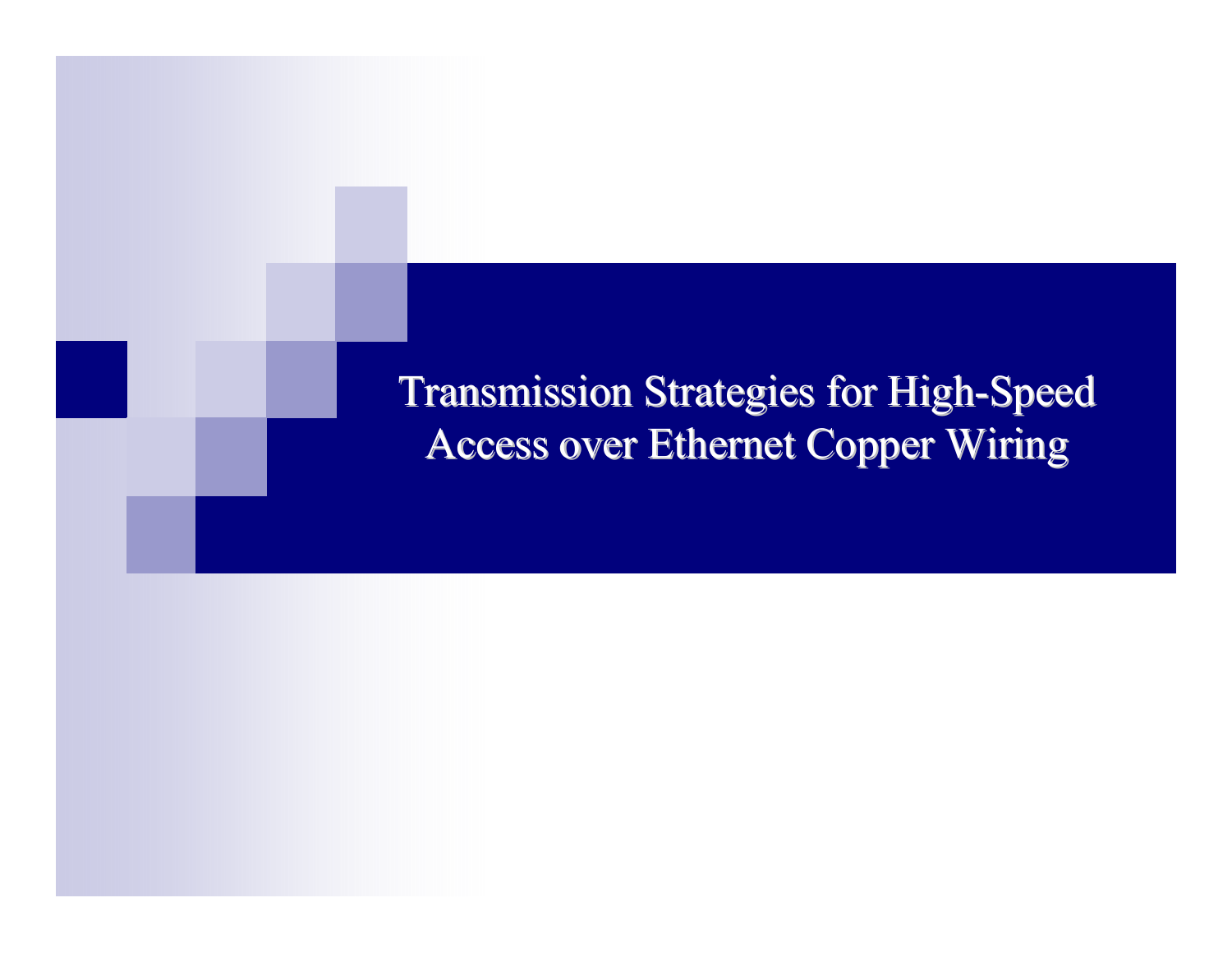# Transmission Strategies for High-Speed Access over Ethernet Copper Wiring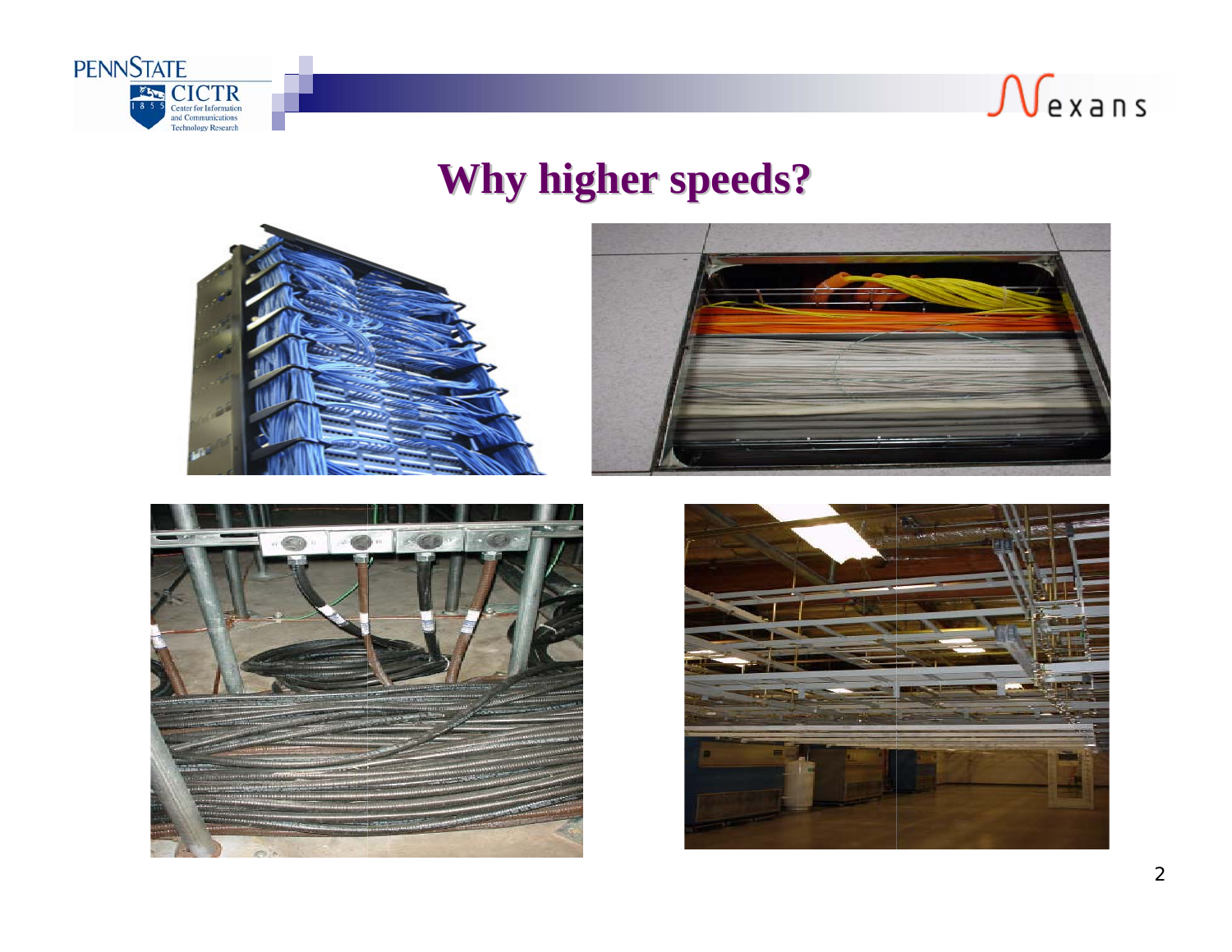# Why higher speeds?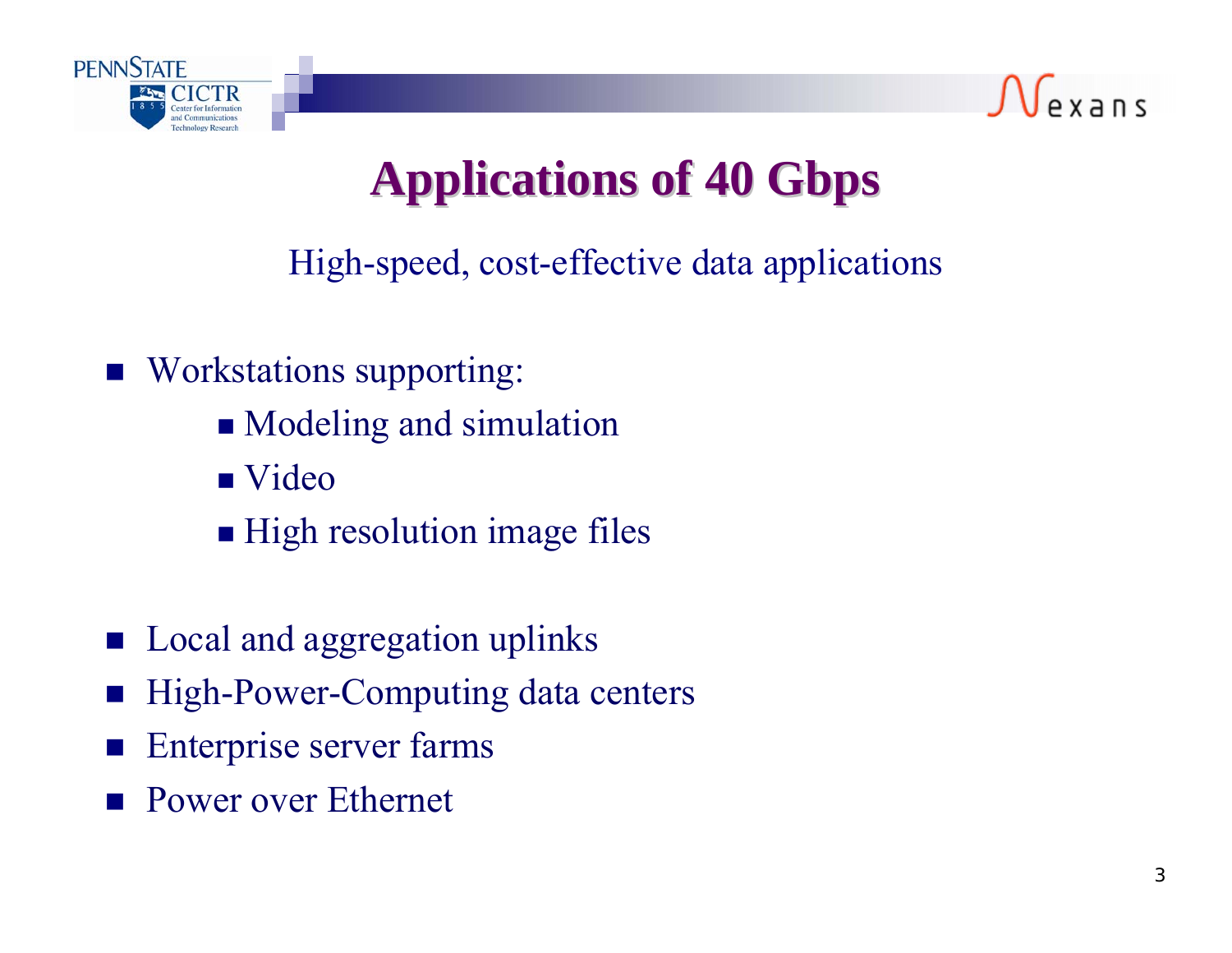# Applications of 40 Gbps

High-speed, cost-effective data applications

- Workstations supporting:
  - Modeling and simulation
  - Video
  - High resolution image files

- Local and aggregation uplinks
- High-Power-Computing data centers
- Enterprise server farms
- Power over Ethernet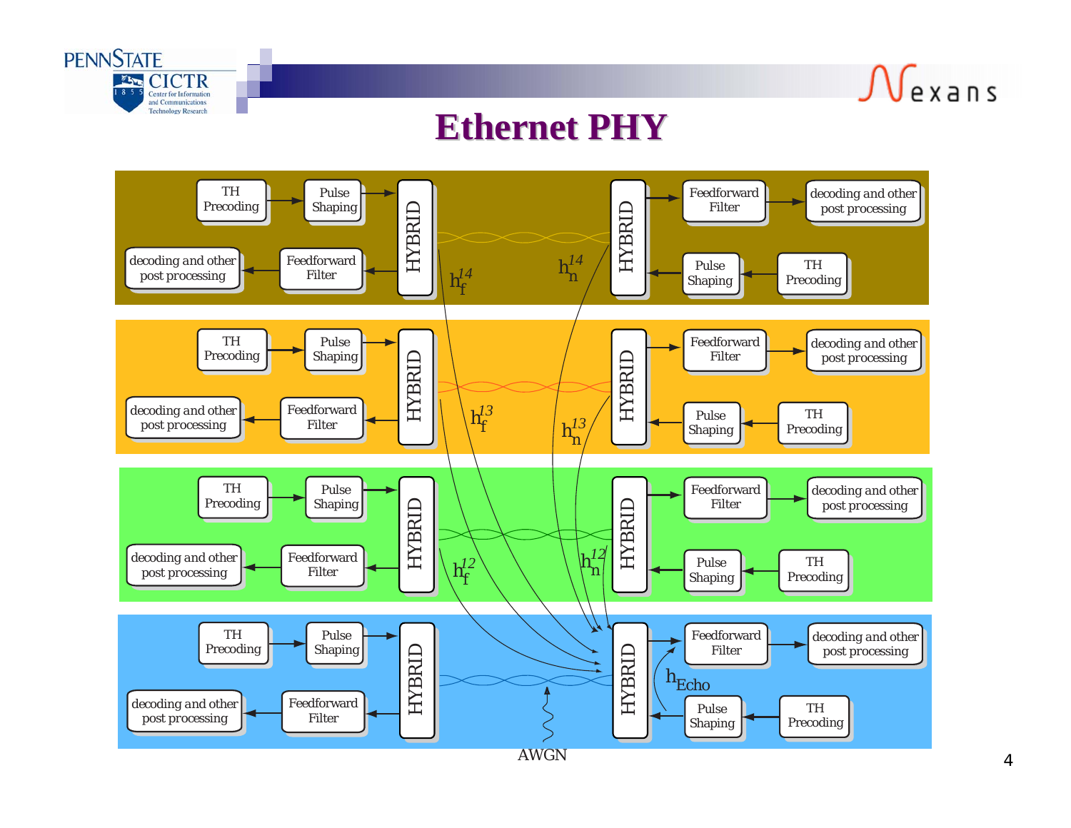# Ethernet PHY

TH Precoding → Pulse Shaping → HYBRID — HYBRID → Feedforward Filter → decoding and other post processing

decoding and other post processing ← Feedforward Filter ← HYBRID — HYBRID ← Pulse Shaping ← TH Precoding

$h_f^{14}$ $h_n^{14}$

TH Precoding → Pulse Shaping → HYBRID — HYBRID → Feedforward Filter → decoding and other post processing

decoding and other post processing ← Feedforward Filter ← HYBRID — HYBRID ← Pulse Shaping ← TH Precoding

$h_f^{13}$ $h_n^{13}$

TH Precoding → Pulse Shaping → HYBRID — HYBRID → Feedforward Filter → decoding and other post processing

decoding and other post processing ← Feedforward Filter ← HYBRID — HYBRID ← Pulse Shaping ← TH Precoding

$h_f^{12}$ $h_n^{12}$

TH Precoding → Pulse Shaping → HYBRID — HYBRID → Feedforward Filter → decoding and other post processing

decoding and other post processing ← Feedforward Filter ← HYBRID — HYBRID ← Pulse Shaping ← TH Precoding

$h_{Echo}$

AWGN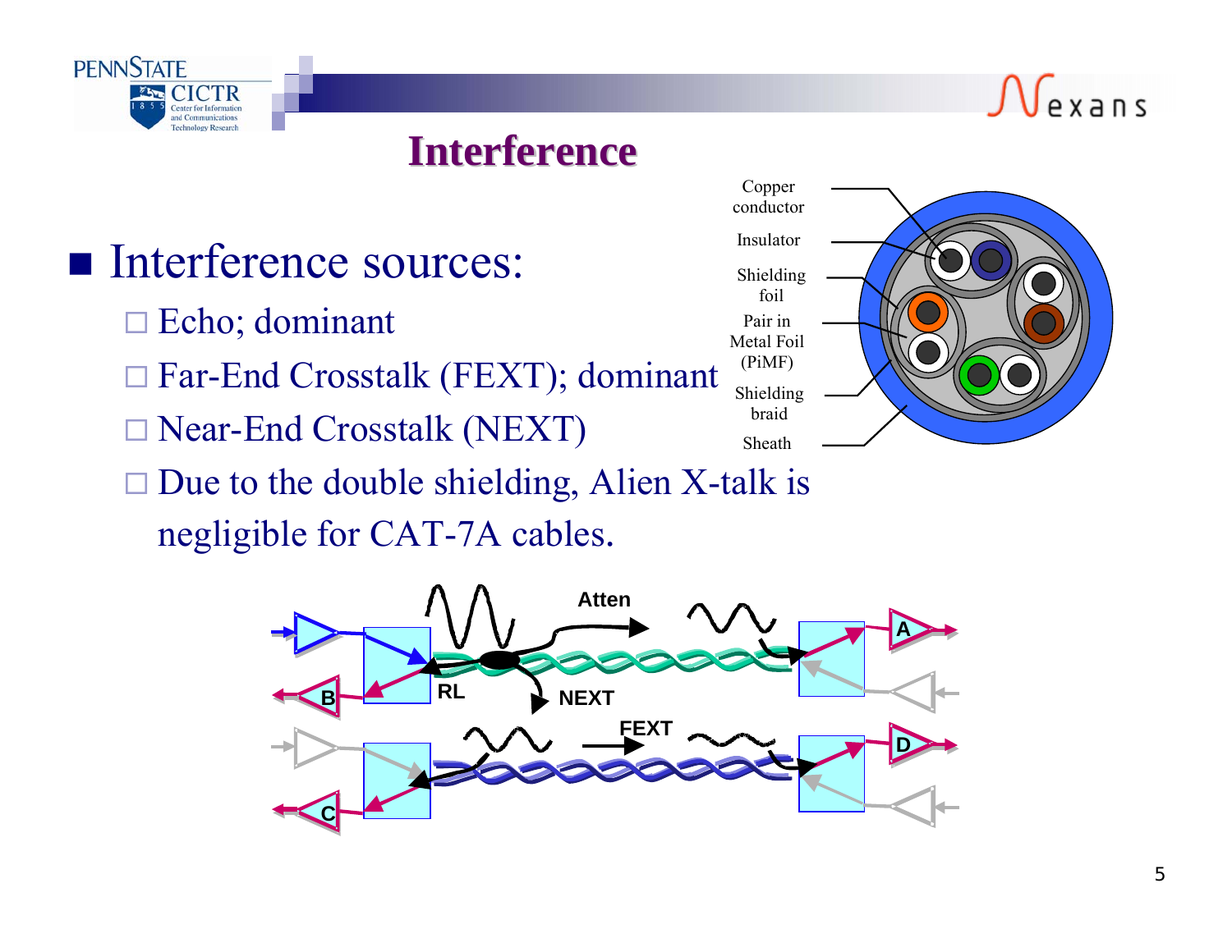# Interference

- Interference sources:
  - Echo; dominant
  - Far-End Crosstalk (FEXT); dominant
  - Near-End Crosstalk (NEXT)
  - Due to the double shielding, Alien X-talk is negligible for CAT-7A cables.

Copper conductor

Insulator

Shielding foil

Pair in Metal Foil (PiMF)

Shielding braid

Sheath

Atten

RL

NEXT

FEXT

A

B

C

D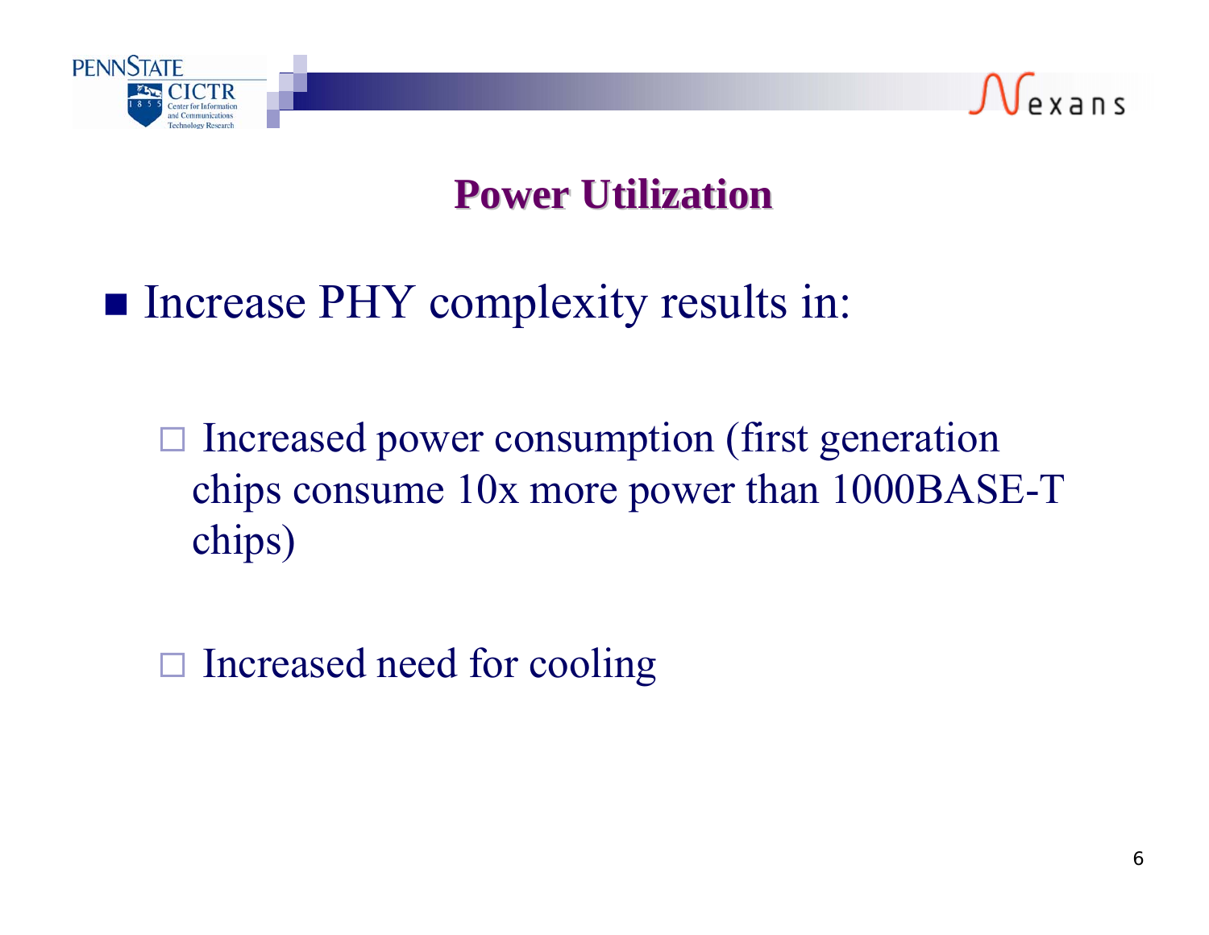# Power Utilization

- Increase PHY complexity results in:
  - Increased power consumption (first generation chips consume 10x more power than 1000BASE-T chips)
  - Increased need for cooling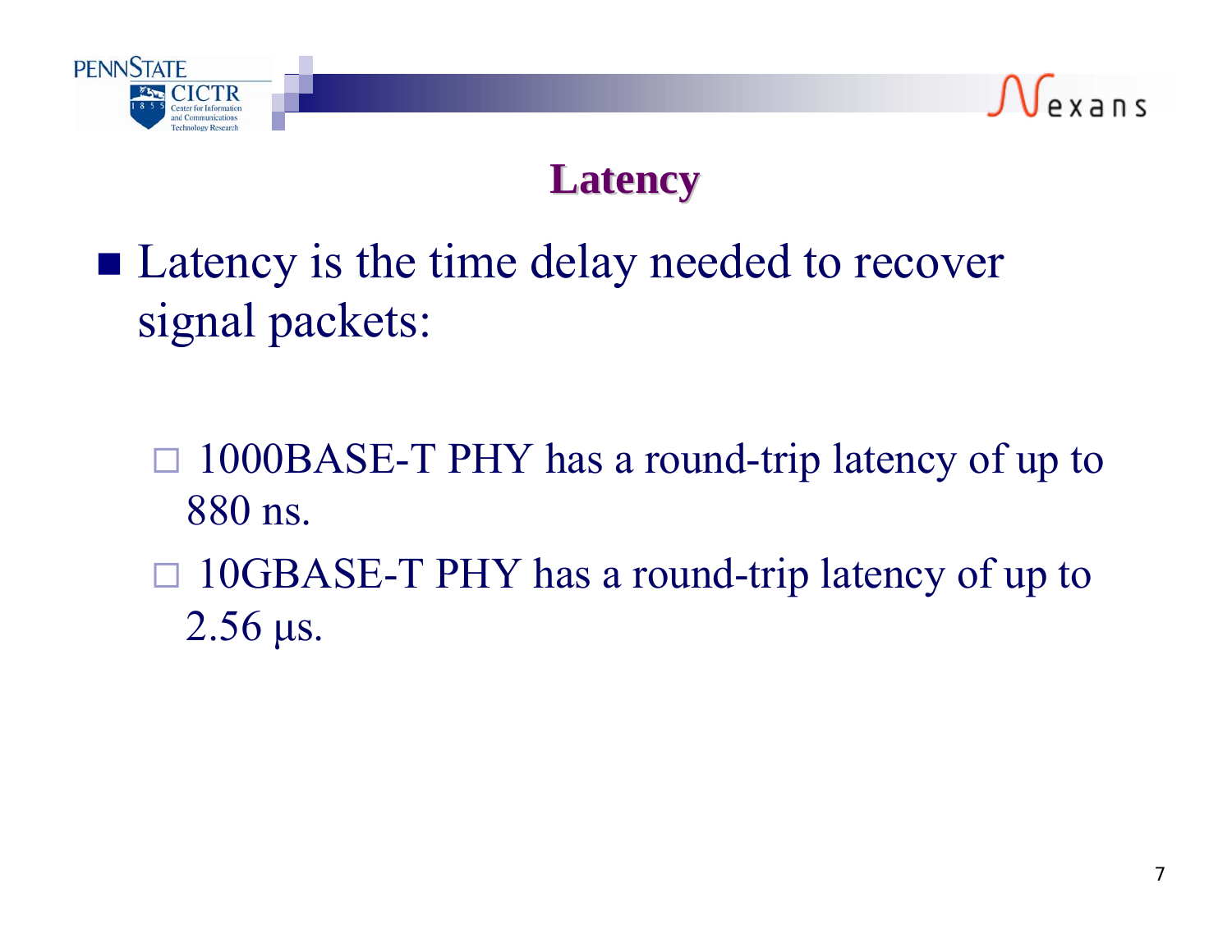# Latency

- Latency is the time delay needed to recover signal packets:
  - 1000BASE-T PHY has a round-trip latency of up to 880 ns.
  - 10GBASE-T PHY has a round-trip latency of up to 2.56 μs.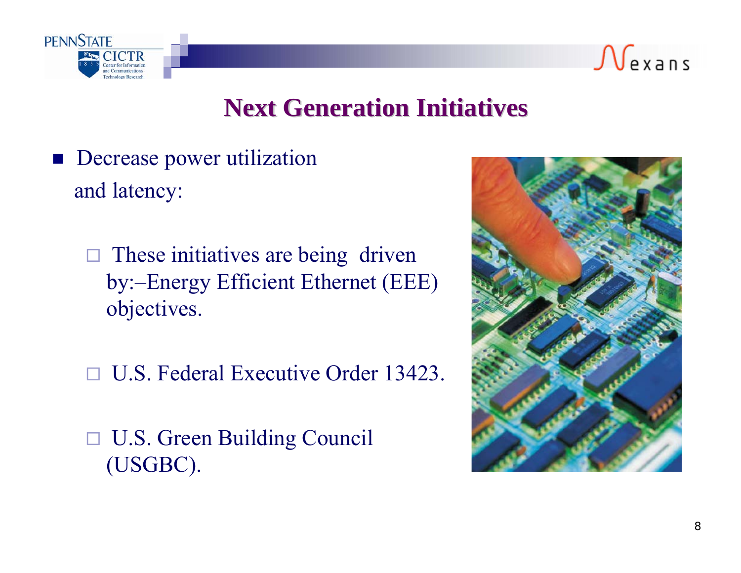## Next Generation Initiatives

- Decrease power utilization and latency:
  - These initiatives are being driven by:–Energy Efficient Ethernet (EEE) objectives.
  - U.S. Federal Executive Order 13423.
  - U.S. Green Building Council (USGBC).